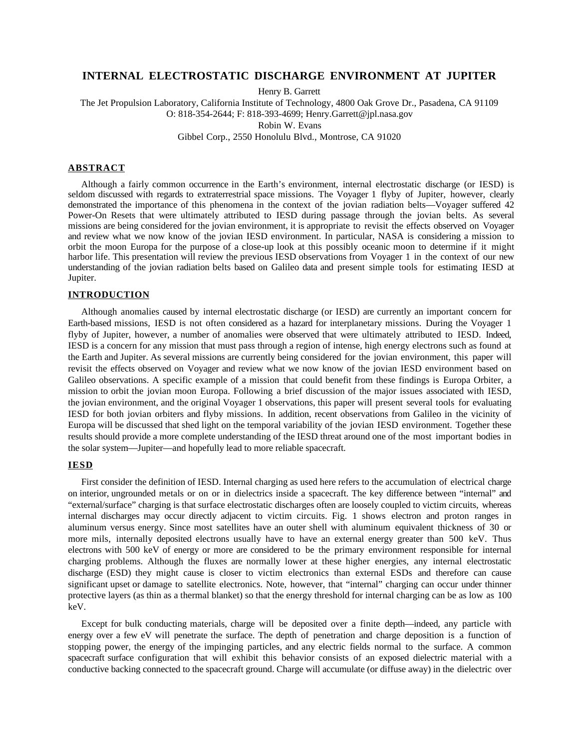# INTERNAL ELECTROSTATIC DISCHARGE ENVIRONMENT AT JUPITER

Henry B. Garrett

The Jet Propulsion Laboratory, California Institute of Technology, 4800 Oak Grove Dr., Pasadena, CA 91109

O: 818-354-2644; F: 818-393-4699; Henry.Garrett@jpl.nasa.gov

Robin W. Evans

Gibbel Corp., 2550 Honolulu Blvd., Montrose, CA 91020

## ABSTRACT

Although a fairly common occurrence in the Earth's environment, internal electrostatic discharge (or IESD) is seldom discussed with regards to extraterrestrial space missions. The Voyager 1 flyby of Jupiter, however, clearly demonstrated the importance of this phenomena in the context of the jovian radiation belts—Voyager suffered 42 Power-On Resets that were ultimately attributed to IESD during passage through the jovian belts. As several missions are being considered for the jovian environment, it is appropriate to revisit the effects observed on Voyager and review what we now know of the jovian IESD environment. In particular, NASA is considering a mission to orbit the moon Europa for the purpose of a close-up look at this possibly oceanic moon to determine if it might harbor life. This presentation will review the previous IESD observations from Voyager 1 in the context of our new understanding of the jovian radiation belts based on Galileo data and present simple tools for estimating IESD at Jupiter.

## INTRODUCTION

Although anomalies caused by internal electrostatic discharge (or IESD) are currently an important concern for Earth-based missions, IESD is not often considered as a hazard for interplanetary missions. During the Voyager 1 flyby of Jupiter, however, a number of anomalies were observed that were ultimately attributed to IESD. Indeed, IESD is a concern for any mission that must pass through a region of intense, high energy electrons such as found at the Earth and Jupiter. As several missions are currently being considered for the jovian environment, this paper will revisit the effects observed on Voyager and review what we now know of the jovian IESD environment based on Galileo observations. A specific example of a mission that could benefit from these findings is Europa Orbiter, a mission to orbit the jovian moon Europa. Following a brief discussion of the major issues associated with IESD, the jovian environment, and the original Voyager 1 observations, this paper will present several tools for evaluating IESD for both jovian orbiters and flyby missions. In addition, recent observations from Galileo in the vicinity of Europa will be discussed that shed light on the temporal variability of the jovian IESD environment. Together these results should provide a more complete understanding of the IESD threat around one of the most important bodies in the solar system—Jupiter—and hopefully lead to more reliable spacecraft.

## IESD

First consider the definition of IESD. Internal charging as used here refers to the accumulation of electrical charge on interior, ungrounded metals or on or in dielectrics inside a spacecraft. The key difference between "internal" and "external/surface" charging is that surface electrostatic discharges often are loosely coupled to victim circuits, whereas internal discharges may occur directly adjacent to victim circuits. Fig. 1 shows electron and proton ranges in aluminum versus energy. Since most satellites have an outer shell with aluminum equivalent thickness of 30 or more mils, internally deposited electrons usually have to have an external energy greater than 500 keV. Thus electrons with 500 keV of energy or more are considered to be the primary environment responsible for internal charging problems. Although the fluxes are normally lower at these higher energies, any internal electrostatic discharge (ESD) they might cause is closer to victim electronics than external ESDs and therefore can cause significant upset or damage to satellite electronics. Note, however, that "internal" charging can occur under thinner protective layers (as thin as a thermal blanket) so that the energy threshold for internal charging can be as low as 100 keV.

Except for bulk conducting materials, charge will be deposited over a finite depth—indeed, any particle with energy over a few eV will penetrate the surface. The depth of penetration and charge deposition is a function of stopping power, the energy of the impinging particles, and any electric fields normal to the surface. A common spacecraft surface configuration that will exhibit this behavior consists of an exposed dielectric material with a conductive backing connected to the spacecraft ground. Charge will accumulate (or diffuse away) in the dielectric over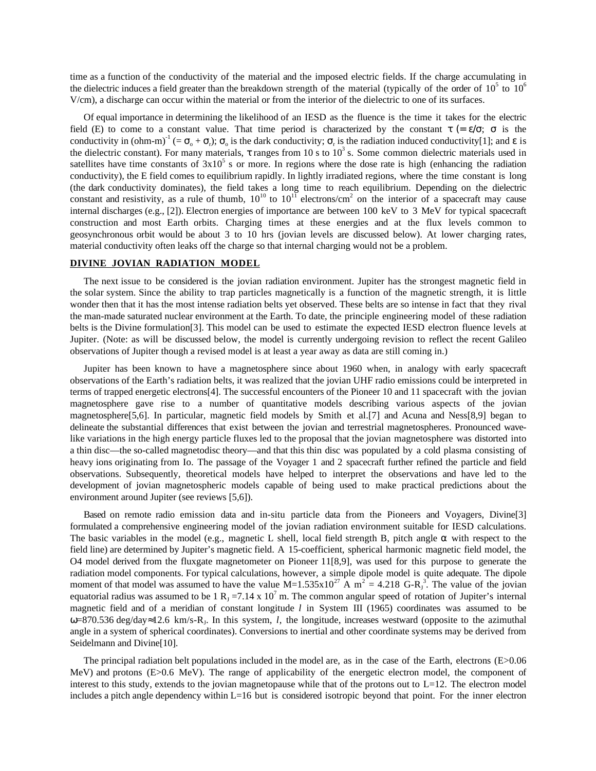time as a function of the conductivity of the material and the imposed electric fields. If the charge accumulating in the dielectric induces a field greater than the breakdown strength of the material (typically of the order of $10^5$ to $10^6$ V/cm), a discharge can occur within the material or from the interior of the dielectric to one of its surfaces.

Of equal importance in determining the likelihood of an IESD as the fluence is the time it takes for the electric field (E) to come to a constant value. That time period is characterized by the constant $\tau$ ($= \varepsilon/\sigma$; $\sigma$ is the conductivity in $(\text{ohm-m})^{-1}$ ($= \sigma_o + \sigma_r$); $\sigma_o$ is the dark conductivity; $\sigma_r$ is the radiation induced conductivity[1]; and $\varepsilon$ is the dielectric constant). For many materials, $\tau$ ranges from 10 s to $10^3$ s. Some common dielectric materials used in satellites have time constants of $3\times10^5$ s or more. In regions where the dose rate is high (enhancing the radiation conductivity), the E field comes to equilibrium rapidly. In lightly irradiated regions, where the time constant is long (the dark conductivity dominates), the field takes a long time to reach equilibrium. Depending on the dielectric constant and resistivity, as a rule of thumb, $10^{10}$ to $10^{11}$ electrons/cm$^2$ on the interior of a spacecraft may cause internal discharges (e.g., [2]). Electron energies of importance are between 100 keV to 3 MeV for typical spacecraft construction and most Earth orbits. Charging times at these energies and at the flux levels common to geosynchronous orbit would be about 3 to 10 hrs (jovian levels are discussed below). At lower charging rates, material conductivity often leaks off the charge so that internal charging would not be a problem.

## DIVINE JOVIAN RADIATION MODEL

The next issue to be considered is the jovian radiation environment. Jupiter has the strongest magnetic field in the solar system. Since the ability to trap particles magnetically is a function of the magnetic strength, it is little wonder then that it has the most intense radiation belts yet observed. These belts are so intense in fact that they rival the man-made saturated nuclear environment at the Earth. To date, the principle engineering model of these radiation belts is the Divine formulation[3]. This model can be used to estimate the expected IESD electron fluence levels at Jupiter. (Note: as will be discussed below, the model is currently undergoing revision to reflect the recent Galileo observations of Jupiter though a revised model is at least a year away as data are still coming in.)

Jupiter has been known to have a magnetosphere since about 1960 when, in analogy with early spacecraft observations of the Earth's radiation belts, it was realized that the jovian UHF radio emissions could be interpreted in terms of trapped energetic electrons[4]. The successful encounters of the Pioneer 10 and 11 spacecraft with the jovian magnetosphere gave rise to a number of quantitative models describing various aspects of the jovian magnetosphere[5,6]. In particular, magnetic field models by Smith et al.[7] and Acuna and Ness[8,9] began to delineate the substantial differences that exist between the jovian and terrestrial magnetospheres. Pronounced wave-like variations in the high energy particle fluxes led to the proposal that the jovian magnetosphere was distorted into a thin disc—the so-called magnetodisc theory—and that this thin disc was populated by a cold plasma consisting of heavy ions originating from Io. The passage of the Voyager 1 and 2 spacecraft further refined the particle and field observations. Subsequently, theoretical models have helped to interpret the observations and have led to the development of jovian magnetospheric models capable of being used to make practical predictions about the environment around Jupiter (see reviews [5,6]).

Based on remote radio emission data and in-situ particle data from the Pioneers and Voyagers, Divine[3] formulated a comprehensive engineering model of the jovian radiation environment suitable for IESD calculations. The basic variables in the model (e.g., magnetic L shell, local field strength B, pitch angle $\alpha$ with respect to the field line) are determined by Jupiter's magnetic field. A 15-coefficient, spherical harmonic magnetic field model, the O4 model derived from the fluxgate magnetometer on Pioneer 11[8,9], was used for this purpose to generate the radiation model components. For typical calculations, however, a simple dipole model is quite adequate. The dipole moment of that model was assumed to have the value $M=1.535\times10^{27}$ A m$^2$ = 4.218 G-$R_J^3$. The value of the jovian equatorial radius was assumed to be 1 $R_J = 7.14 \times 10^7$ m. The common angular speed of rotation of Jupiter's internal magnetic field and of a meridian of constant longitude *l* in System III (1965) coordinates was assumed to be $\omega$=870.536 deg/day≈12.6 km/s-$R_J$. In this system, *l*, the longitude, increases westward (opposite to the azimuthal angle in a system of spherical coordinates). Conversions to inertial and other coordinate systems may be derived from Seidelmann and Divine[10].

The principal radiation belt populations included in the model are, as in the case of the Earth, electrons (E>0.06 MeV) and protons (E>0.6 MeV). The range of applicability of the energetic electron model, the component of interest to this study, extends to the jovian magnetopause while that of the protons out to L=12. The electron model includes a pitch angle dependency within L=16 but is considered isotropic beyond that point. For the inner electron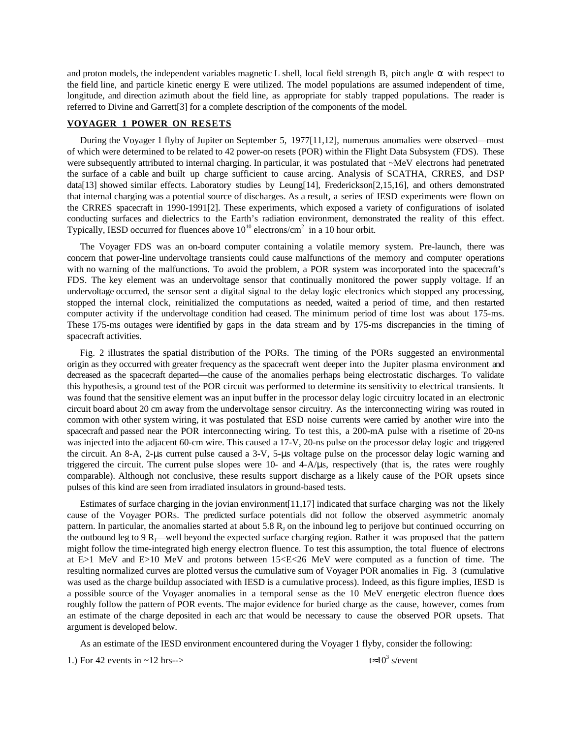and proton models, the independent variables magnetic L shell, local field strength B, pitch angle $\alpha$ with respect to the field line, and particle kinetic energy E were utilized. The model populations are assumed independent of time, longitude, and direction azimuth about the field line, as appropriate for stably trapped populations. The reader is referred to Divine and Garrett[3] for a complete description of the components of the model.

## VOYAGER 1 POWER ON RESETS

During the Voyager 1 flyby of Jupiter on September 5, 1977[11,12], numerous anomalies were observed—most of which were determined to be related to 42 power-on resets (POR) within the Flight Data Subsystem (FDS). These were subsequently attributed to internal charging. In particular, it was postulated that ~MeV electrons had penetrated the surface of a cable and built up charge sufficient to cause arcing. Analysis of SCATHA, CRRES, and DSP data[13] showed similar effects. Laboratory studies by Leung[14], Frederickson[2,15,16], and others demonstrated that internal charging was a potential source of discharges. As a result, a series of IESD experiments were flown on the CRRES spacecraft in 1990-1991[2]. These experiments, which exposed a variety of configurations of isolated conducting surfaces and dielectrics to the Earth's radiation environment, demonstrated the reality of this effect. Typically, IESD occurred for fluences above $10^{10}$ electrons/cm$^2$ in a 10 hour orbit.

The Voyager FDS was an on-board computer containing a volatile memory system. Pre-launch, there was concern that power-line undervoltage transients could cause malfunctions of the memory and computer operations with no warning of the malfunctions. To avoid the problem, a POR system was incorporated into the spacecraft's FDS. The key element was an undervoltage sensor that continually monitored the power supply voltage. If an undervoltage occurred, the sensor sent a digital signal to the delay logic electronics which stopped any processing, stopped the internal clock, reinitialized the computations as needed, waited a period of time, and then restarted computer activity if the undervoltage condition had ceased. The minimum period of time lost was about 175-ms. These 175-ms outages were identified by gaps in the data stream and by 175-ms discrepancies in the timing of spacecraft activities.

Fig. 2 illustrates the spatial distribution of the PORs. The timing of the PORs suggested an environmental origin as they occurred with greater frequency as the spacecraft went deeper into the Jupiter plasma environment and decreased as the spacecraft departed—the cause of the anomalies perhaps being electrostatic discharges. To validate this hypothesis, a ground test of the POR circuit was performed to determine its sensitivity to electrical transients. It was found that the sensitive element was an input buffer in the processor delay logic circuitry located in an electronic circuit board about 20 cm away from the undervoltage sensor circuitry. As the interconnecting wiring was routed in common with other system wiring, it was postulated that ESD noise currents were carried by another wire into the spacecraft and passed near the POR interconnecting wiring. To test this, a 200-mA pulse with a risetime of 20-ns was injected into the adjacent 60-cm wire. This caused a 17-V, 20-ns pulse on the processor delay logic and triggered the circuit. An 8-A, 2-μs current pulse caused a 3-V, 5-μs voltage pulse on the processor delay logic warning and triggered the circuit. The current pulse slopes were 10- and 4-A/μs, respectively (that is, the rates were roughly comparable). Although not conclusive, these results support discharge as a likely cause of the POR upsets since pulses of this kind are seen from irradiated insulators in ground-based tests.

Estimates of surface charging in the jovian environment[11,17] indicated that surface charging was not the likely cause of the Voyager PORs. The predicted surface potentials did not follow the observed asymmetric anomaly pattern. In particular, the anomalies started at about 5.8 $R_J$ on the inbound leg to perijove but continued occurring on the outbound leg to 9 $R_J$—well beyond the expected surface charging region. Rather it was proposed that the pattern might follow the time-integrated high energy electron fluence. To test this assumption, the total fluence of electrons at E>1 MeV and E>10 MeV and protons between 15<E<26 MeV were computed as a function of time. The resulting normalized curves are plotted versus the cumulative sum of Voyager POR anomalies in Fig. 3 (cumulative was used as the charge buildup associated with IESD is a cumulative process). Indeed, as this figure implies, IESD is a possible source of the Voyager anomalies in a temporal sense as the 10 MeV energetic electron fluence does roughly follow the pattern of POR events. The major evidence for buried charge as the cause, however, comes from an estimate of the charge deposited in each arc that would be necessary to cause the observed POR upsets. That argument is developed below.

As an estimate of the IESD environment encountered during the Voyager 1 flyby, consider the following:

1.) For 42 events in ~12 hrs--> $t \approx 10^3$ s/event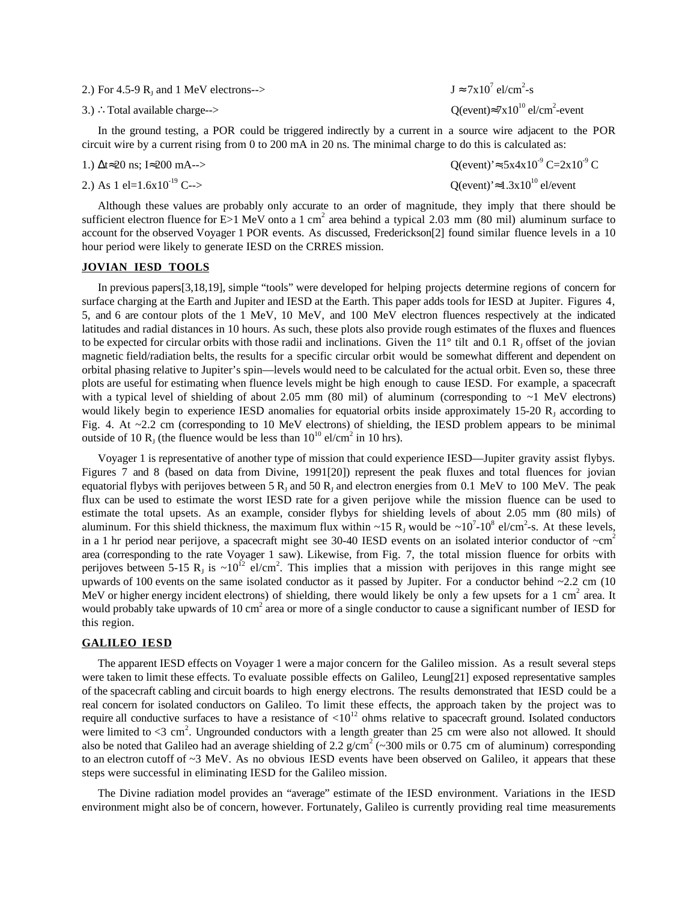2.) For 4.5-9 $R_J$ and 1 MeV electrons--> $J \approx 7x10^7$ el/cm$^2$-s

3.) ∴ Total available charge--> Q(event)≈7x10$^{10}$ el/cm$^2$-event

In the ground testing, a POR could be triggered indirectly by a current in a source wire adjacent to the POR circuit wire by a current rising from 0 to 200 mA in 20 ns. The minimal charge to do this is calculated as:

1.) Δt≈20 ns; I≈200 mA--> Q(event)'≈.5x4x10$^{-9}$ C=2x10$^{-9}$ C

2.) As 1 el=1.6x10$^{-19}$ C--> Q(event)'≈1.3x10$^{10}$ el/event

Although these values are probably only accurate to an order of magnitude, they imply that there should be sufficient electron fluence for E>1 MeV onto a 1 cm$^2$ area behind a typical 2.03 mm (80 mil) aluminum surface to account for the observed Voyager 1 POR events. As discussed, Frederickson[2] found similar fluence levels in a 10 hour period were likely to generate IESD on the CRRES mission.

## JOVIAN IESD TOOLS

In previous papers[3,18,19], simple "tools" were developed for helping projects determine regions of concern for surface charging at the Earth and Jupiter and IESD at the Earth. This paper adds tools for IESD at Jupiter. Figures 4, 5, and 6 are contour plots of the 1 MeV, 10 MeV, and 100 MeV electron fluences respectively at the indicated latitudes and radial distances in 10 hours. As such, these plots also provide rough estimates of the fluxes and fluences to be expected for circular orbits with those radii and inclinations. Given the 11° tilt and 0.1 $R_J$ offset of the jovian magnetic field/radiation belts, the results for a specific circular orbit would be somewhat different and dependent on orbital phasing relative to Jupiter's spin—levels would need to be calculated for the actual orbit. Even so, these three plots are useful for estimating when fluence levels might be high enough to cause IESD. For example, a spacecraft with a typical level of shielding of about 2.05 mm (80 mil) of aluminum (corresponding to ~1 MeV electrons) would likely begin to experience IESD anomalies for equatorial orbits inside approximately 15-20 $R_J$ according to Fig. 4. At ~2.2 cm (corresponding to 10 MeV electrons) of shielding, the IESD problem appears to be minimal outside of 10 $R_J$ (the fluence would be less than 10$^{10}$ el/cm$^2$ in 10 hrs).

Voyager 1 is representative of another type of mission that could experience IESD—Jupiter gravity assist flybys. Figures 7 and 8 (based on data from Divine, 1991[20]) represent the peak fluxes and total fluences for jovian equatorial flybys with perijoves between 5 $R_J$ and 50 $R_J$ and electron energies from 0.1 MeV to 100 MeV. The peak flux can be used to estimate the worst IESD rate for a given perijove while the mission fluence can be used to estimate the total upsets. As an example, consider flybys for shielding levels of about 2.05 mm (80 mils) of aluminum. For this shield thickness, the maximum flux within ~15 $R_J$ would be ~10$^7$-10$^8$ el/cm$^2$-s. At these levels, in a 1 hr period near perijove, a spacecraft might see 30-40 IESD events on an isolated interior conductor of ~cm$^2$ area (corresponding to the rate Voyager 1 saw). Likewise, from Fig. 7, the total mission fluence for orbits with perijoves between 5-15 $R_J$ is ~10$^{12}$ el/cm$^2$. This implies that a mission with perijoves in this range might see upwards of 100 events on the same isolated conductor as it passed by Jupiter. For a conductor behind ~2.2 cm (10 MeV or higher energy incident electrons) of shielding, there would likely be only a few upsets for a 1 cm$^2$ area. It would probably take upwards of 10 cm$^2$ area or more of a single conductor to cause a significant number of IESD for this region.

## GALILEO IESD

The apparent IESD effects on Voyager 1 were a major concern for the Galileo mission. As a result several steps were taken to limit these effects. To evaluate possible effects on Galileo, Leung[21] exposed representative samples of the spacecraft cabling and circuit boards to high energy electrons. The results demonstrated that IESD could be a real concern for isolated conductors on Galileo. To limit these effects, the approach taken by the project was to require all conductive surfaces to have a resistance of <10$^{12}$ ohms relative to spacecraft ground. Isolated conductors were limited to <3 cm$^2$. Ungrounded conductors with a length greater than 25 cm were also not allowed. It should also be noted that Galileo had an average shielding of 2.2 g/cm$^2$ (~300 mils or 0.75 cm of aluminum) corresponding to an electron cutoff of ~3 MeV. As no obvious IESD events have been observed on Galileo, it appears that these steps were successful in eliminating IESD for the Galileo mission.

The Divine radiation model provides an "average" estimate of the IESD environment. Variations in the IESD environment might also be of concern, however. Fortunately, Galileo is currently providing real time measurements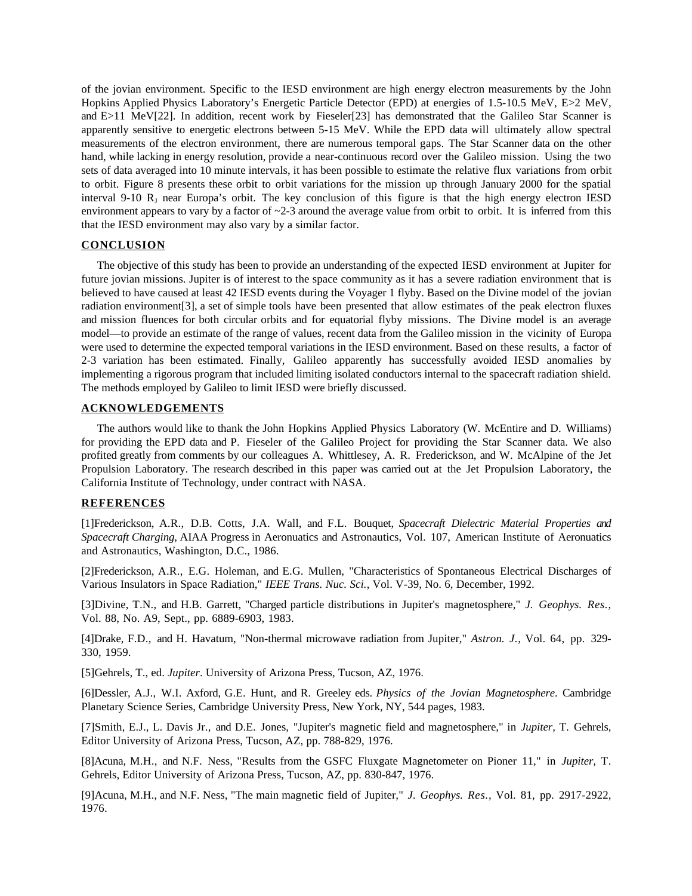of the jovian environment. Specific to the IESD environment are high energy electron measurements by the John Hopkins Applied Physics Laboratory's Energetic Particle Detector (EPD) at energies of 1.5-10.5 MeV, E>2 MeV, and E>11 MeV[22]. In addition, recent work by Fieseler[23] has demonstrated that the Galileo Star Scanner is apparently sensitive to energetic electrons between 5-15 MeV. While the EPD data will ultimately allow spectral measurements of the electron environment, there are numerous temporal gaps. The Star Scanner data on the other hand, while lacking in energy resolution, provide a near-continuous record over the Galileo mission. Using the two sets of data averaged into 10 minute intervals, it has been possible to estimate the relative flux variations from orbit to orbit. Figure 8 presents these orbit to orbit variations for the mission up through January 2000 for the spatial interval 9-10 $R_J$ near Europa's orbit. The key conclusion of this figure is that the high energy electron IESD environment appears to vary by a factor of ~2-3 around the average value from orbit to orbit. It is inferred from this that the IESD environment may also vary by a similar factor.

## CONCLUSION

The objective of this study has been to provide an understanding of the expected IESD environment at Jupiter for future jovian missions. Jupiter is of interest to the space community as it has a severe radiation environment that is believed to have caused at least 42 IESD events during the Voyager 1 flyby. Based on the Divine model of the jovian radiation environment[3], a set of simple tools have been presented that allow estimates of the peak electron fluxes and mission fluences for both circular orbits and for equatorial flyby missions. The Divine model is an average model—to provide an estimate of the range of values, recent data from the Galileo mission in the vicinity of Europa were used to determine the expected temporal variations in the IESD environment. Based on these results, a factor of 2-3 variation has been estimated. Finally, Galileo apparently has successfully avoided IESD anomalies by implementing a rigorous program that included limiting isolated conductors internal to the spacecraft radiation shield. The methods employed by Galileo to limit IESD were briefly discussed.

## ACKNOWLEDGEMENTS

The authors would like to thank the John Hopkins Applied Physics Laboratory (W. McEntire and D. Williams) for providing the EPD data and P. Fieseler of the Galileo Project for providing the Star Scanner data. We also profited greatly from comments by our colleagues A. Whittlesey, A. R. Frederickson, and W. McAlpine of the Jet Propulsion Laboratory. The research described in this paper was carried out at the Jet Propulsion Laboratory, the California Institute of Technology, under contract with NASA.

## REFERENCES

[1]Frederickson, A.R., D.B. Cotts, J.A. Wall, and F.L. Bouquet, *Spacecraft Dielectric Material Properties and Spacecraft Charging*, AIAA Progress in Aeronuatics and Astronautics, Vol. 107, American Institute of Aeronuatics and Astronautics, Washington, D.C., 1986.

[2]Frederickson, A.R., E.G. Holeman, and E.G. Mullen, "Characteristics of Spontaneous Electrical Discharges of Various Insulators in Space Radiation," *IEEE Trans. Nuc. Sci.*, Vol. V-39, No. 6, December, 1992.

[3]Divine, T.N., and H.B. Garrett, "Charged particle distributions in Jupiter's magnetosphere," *J. Geophys. Res.*, Vol. 88, No. A9, Sept., pp. 6889-6903, 1983.

[4]Drake, F.D., and H. Havatum, "Non-thermal microwave radiation from Jupiter," *Astron. J.*, Vol. 64, pp. 329-330, 1959.

[5]Gehrels, T., ed. *Jupiter*. University of Arizona Press, Tucson, AZ, 1976.

[6]Dessler, A.J., W.I. Axford, G.E. Hunt, and R. Greeley eds. *Physics of the Jovian Magnetosphere*. Cambridge Planetary Science Series, Cambridge University Press, New York, NY, 544 pages, 1983.

[7]Smith, E.J., L. Davis Jr., and D.E. Jones, "Jupiter's magnetic field and magnetosphere," in *Jupiter,* T. Gehrels, Editor University of Arizona Press, Tucson, AZ, pp. 788-829, 1976.

[8]Acuna, M.H., and N.F. Ness, "Results from the GSFC Fluxgate Magnetometer on Pioner 11," in *Jupiter,* T. Gehrels, Editor University of Arizona Press, Tucson, AZ, pp. 830-847, 1976.

[9]Acuna, M.H., and N.F. Ness, "The main magnetic field of Jupiter," *J. Geophys. Res.*, Vol. 81, pp. 2917-2922, 1976.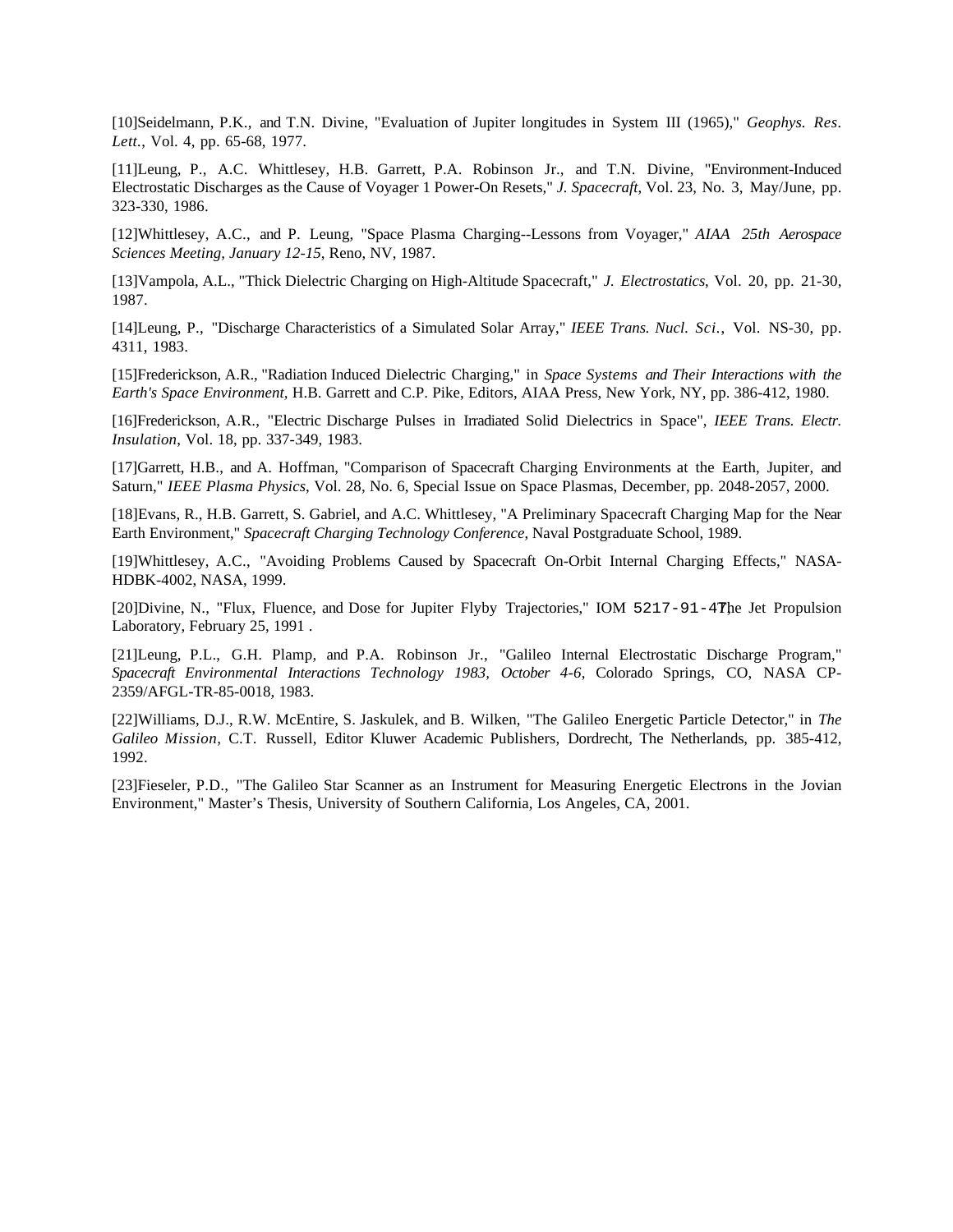[10]Seidelmann, P.K., and T.N. Divine, "Evaluation of Jupiter longitudes in System III (1965)," *Geophys. Res. Lett.*, Vol. 4, pp. 65-68, 1977.

[11]Leung, P., A.C. Whittlesey, H.B. Garrett, P.A. Robinson Jr., and T.N. Divine, "Environment-Induced Electrostatic Discharges as the Cause of Voyager 1 Power-On Resets," *J. Spacecraft*, Vol. 23, No. 3, May/June, pp. 323-330, 1986.

[12]Whittlesey, A.C., and P. Leung, "Space Plasma Charging--Lessons from Voyager," *AIAA 25th Aerospace Sciences Meeting, January 12-15*, Reno, NV, 1987.

[13]Vampola, A.L., "Thick Dielectric Charging on High-Altitude Spacecraft," *J. Electrostatics*, Vol. 20, pp. 21-30, 1987.

[14]Leung, P., "Discharge Characteristics of a Simulated Solar Array," *IEEE Trans. Nucl. Sci.*, Vol. NS-30, pp. 4311, 1983.

[15]Frederickson, A.R., "Radiation Induced Dielectric Charging," in *Space Systems and Their Interactions with the Earth's Space Environment*, H.B. Garrett and C.P. Pike, Editors, AIAA Press, New York, NY, pp. 386-412, 1980.

[16]Frederickson, A.R., "Electric Discharge Pulses in Irradiated Solid Dielectrics in Space", *IEEE Trans. Electr. Insulation*, Vol. 18, pp. 337-349, 1983.

[17]Garrett, H.B., and A. Hoffman, "Comparison of Spacecraft Charging Environments at the Earth, Jupiter, and Saturn," *IEEE Plasma Physics*, Vol. 28, No. 6, Special Issue on Space Plasmas, December, pp. 2048-2057, 2000.

[18]Evans, R., H.B. Garrett, S. Gabriel, and A.C. Whittlesey, "A Preliminary Spacecraft Charging Map for the Near Earth Environment," *Spacecraft Charging Technology Conference*, Naval Postgraduate School, 1989.

[19]Whittlesey, A.C., "Avoiding Problems Caused by Spacecraft On-Orbit Internal Charging Effects," NASA-HDBK-4002, NASA, 1999.

[20]Divine, N., "Flux, Fluence, and Dose for Jupiter Flyby Trajectories," IOM 5217-91-47, The Jet Propulsion Laboratory, February 25, 1991 .

[21]Leung, P.L., G.H. Plamp, and P.A. Robinson Jr., "Galileo Internal Electrostatic Discharge Program," *Spacecraft Environmental Interactions Technology 1983, October 4-6*, Colorado Springs, CO, NASA CP-2359/AFGL-TR-85-0018, 1983.

[22]Williams, D.J., R.W. McEntire, S. Jaskulek, and B. Wilken, "The Galileo Energetic Particle Detector," in *The Galileo Mission*, C.T. Russell, Editor Kluwer Academic Publishers, Dordrecht, The Netherlands, pp. 385-412, 1992.

[23]Fieseler, P.D., "The Galileo Star Scanner as an Instrument for Measuring Energetic Electrons in the Jovian Environment," Master's Thesis, University of Southern California, Los Angeles, CA, 2001.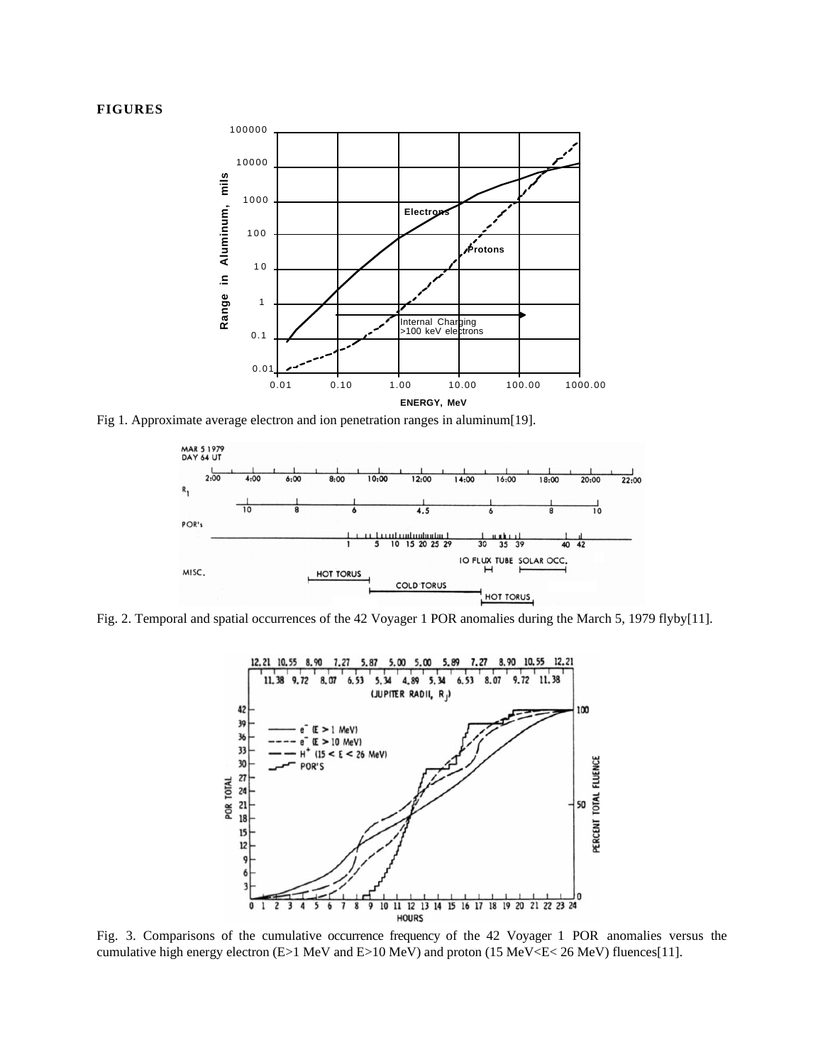**FIGURES**

Fig 1. Approximate average electron and ion penetration ranges in aluminum[19].

Fig. 2. Temporal and spatial occurrences of the 42 Voyager 1 POR anomalies during the March 5, 1979 flyby[11].

Fig. 3. Comparisons of the cumulative occurrence frequency of the 42 Voyager 1 POR anomalies versus the cumulative high energy electron (E>1 MeV and E>10 MeV) and proton (15 MeV<E< 26 MeV) fluences[11].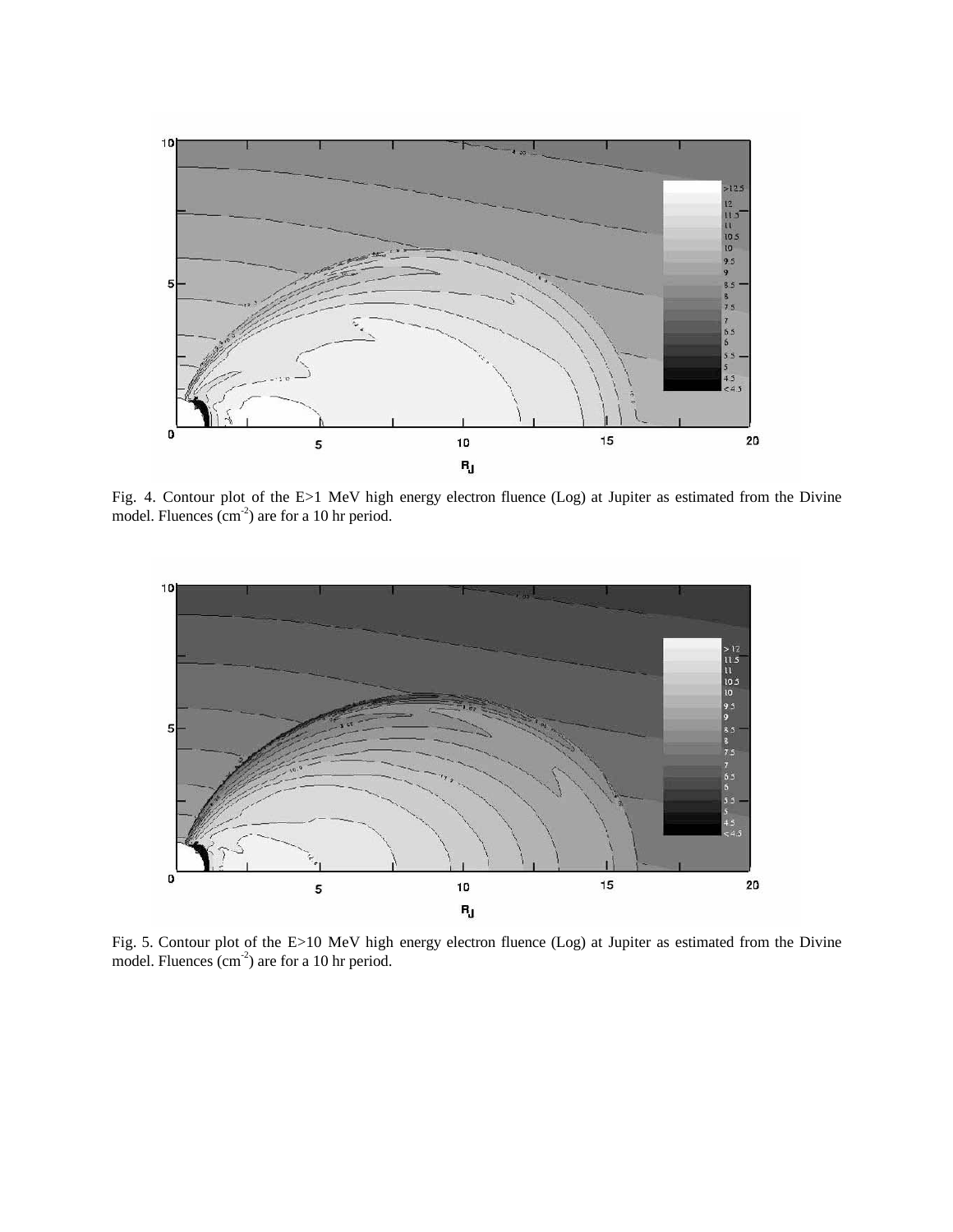Fig. 4. Contour plot of the E>1 MeV high energy electron fluence (Log) at Jupiter as estimated from the Divine model. Fluences ($cm^{-2}$) are for a 10 hr period.

Fig. 5. Contour plot of the E>10 MeV high energy electron fluence (Log) at Jupiter as estimated from the Divine model. Fluences ($cm^{-2}$) are for a 10 hr period.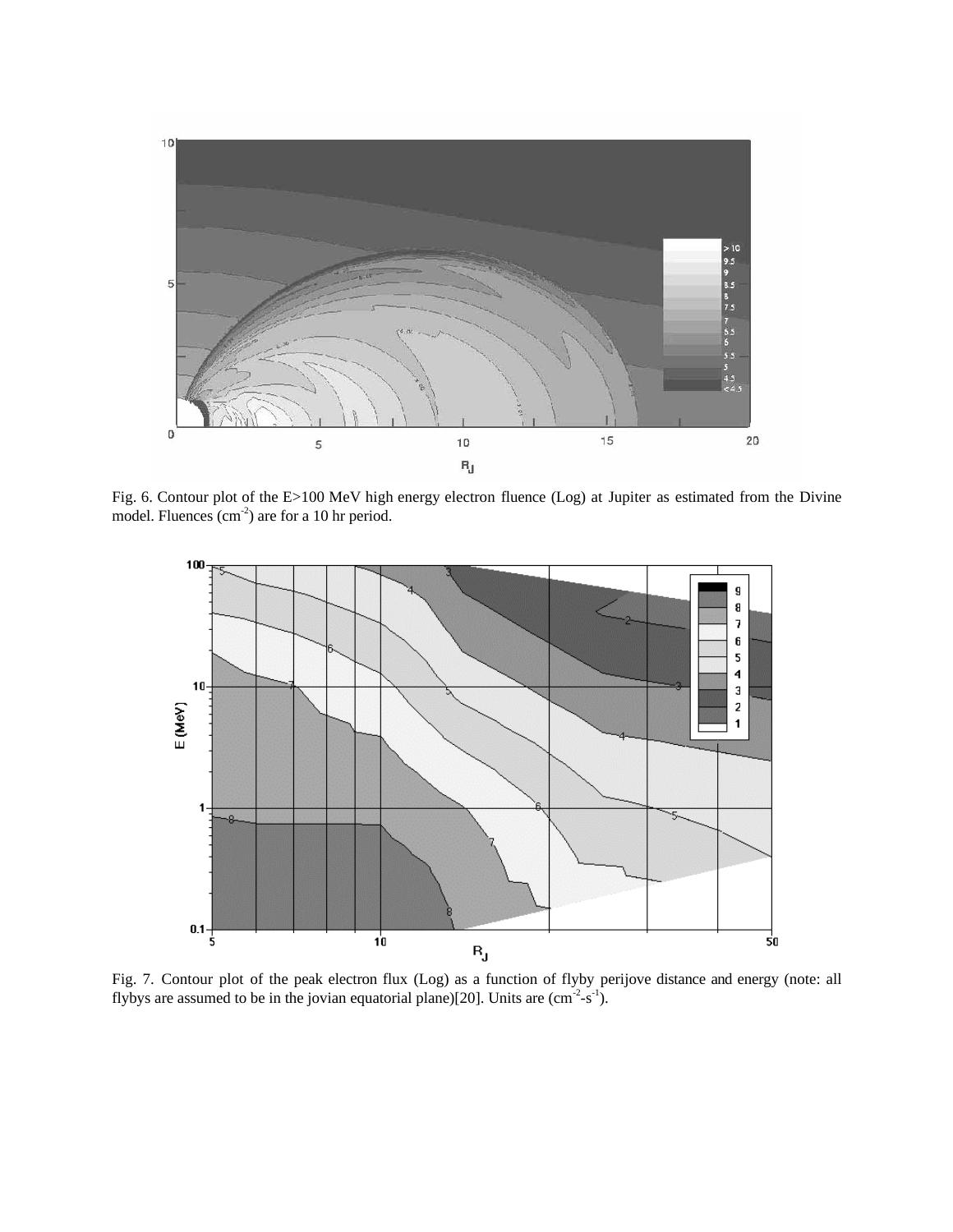Fig. 6. Contour plot of the E>100 MeV high energy electron fluence (Log) at Jupiter as estimated from the Divine model. Fluences ($cm^{-2}$) are for a 10 hr period.

Fig. 7. Contour plot of the peak electron flux (Log) as a function of flyby perijove distance and energy (note: all flybys are assumed to be in the jovian equatorial plane)[20]. Units are ($cm^{-2}$-$s^{-1}$).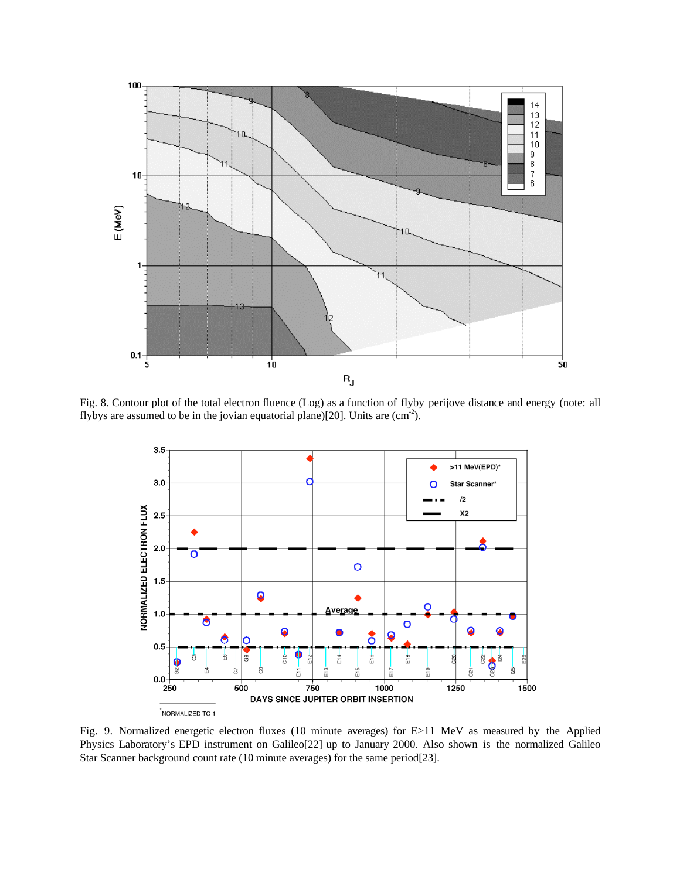100

10

1

0.1

5

10

50

E (MeV)

$R_J$

14
13
12
11
10
9
8
7
6

Fig. 8. Contour plot of the total electron fluence (Log) as a function of flyby perijove distance and energy (note: all flybys are assumed to be in the jovian equatorial plane)[20]. Units are ($cm^{-2}$).

3.5
3.0
2.5
2.0
1.5
1.0
0.5
0.0

250
500
750
1000
1250
1500

NORMALIZED ELECTRON FLUX

DAYS SINCE JUPITER ORBIT INSERTION

>11 MeV(EPD)*

Star Scanner*

/2

X2

Average

G2 C3 E4 E6 G7 G8 C9 C10 E11 E12 E13 E14 E15 E16 E17 E18 E19 C20 C21 C22 C23 I24 I25 E26

*NORMALIZED TO 1

Fig. 9. Normalized energetic electron fluxes (10 minute averages) for E>11 MeV as measured by the Applied Physics Laboratory's EPD instrument on Galileo[22] up to January 2000. Also shown is the normalized Galileo Star Scanner background count rate (10 minute averages) for the same period[23].